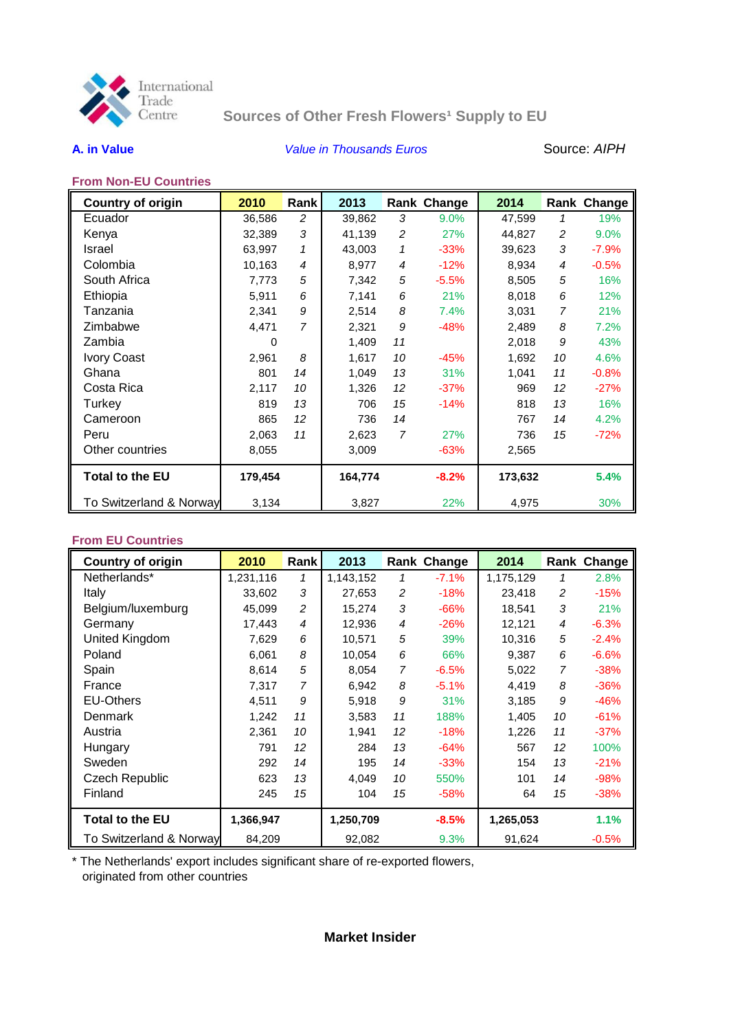International Trade Centre

# Sources of Other Fresh Flowers[1] Supply to EU

**A. in Value** — *Value in Thousands Euros* — Source: *AIPH*

### From Non-EU Countries

| Country of origin | 2010 | Rank | 2013 | Rank | Change | 2014 | Rank | Change |
|---|---|---|---|---|---|---|---|---|
| Ecuador | 36,586 | 2 | 39,862 | 3 | 9.0% | 47,599 | 1 | 19% |
| Kenya | 32,389 | 3 | 41,139 | 2 | 27% | 44,827 | 2 | 9.0% |
| Israel | 63,997 | 1 | 43,003 | 1 | -33% | 39,623 | 3 | -7.9% |
| Colombia | 10,163 | 4 | 8,977 | 4 | -12% | 8,934 | 4 | -0.5% |
| South Africa | 7,773 | 5 | 7,342 | 5 | -5.5% | 8,505 | 5 | 16% |
| Ethiopia | 5,911 | 6 | 7,141 | 6 | 21% | 8,018 | 6 | 12% |
| Tanzania | 2,341 | 9 | 2,514 | 8 | 7.4% | 3,031 | 7 | 21% |
| Zimbabwe | 4,471 | 7 | 2,321 | 9 | -48% | 2,489 | 8 | 7.2% |
| Zambia | 0 | | 1,409 | 11 | | 2,018 | 9 | 43% |
| Ivory Coast | 2,961 | 8 | 1,617 | 10 | -45% | 1,692 | 10 | 4.6% |
| Ghana | 801 | 14 | 1,049 | 13 | 31% | 1,041 | 11 | -0.8% |
| Costa Rica | 2,117 | 10 | 1,326 | 12 | -37% | 969 | 12 | -27% |
| Turkey | 819 | 13 | 706 | 15 | -14% | 818 | 13 | 16% |
| Cameroon | 865 | 12 | 736 | 14 | | 767 | 14 | 4.2% |
| Peru | 2,063 | 11 | 2,623 | 7 | 27% | 736 | 15 | -72% |
| Other countries | 8,055 | | 3,009 | | -63% | 2,565 | | |
| **Total to the EU** | **179,454** | | **164,774** | | **-8.2%** | **173,632** | | **5.4%** |
| To Switzerland & Norway | 3,134 | | 3,827 | | 22% | 4,975 | | 30% |

### From EU Countries

| Country of origin | 2010 | Rank | 2013 | Rank | Change | 2014 | Rank | Change |
|---|---|---|---|---|---|---|---|---|
| Netherlands* | 1,231,116 | 1 | 1,143,152 | 1 | -7.1% | 1,175,129 | 1 | 2.8% |
| Italy | 33,602 | 3 | 27,653 | 2 | -18% | 23,418 | 2 | -15% |
| Belgium/luxemburg | 45,099 | 2 | 15,274 | 3 | -66% | 18,541 | 3 | 21% |
| Germany | 17,443 | 4 | 12,936 | 4 | -26% | 12,121 | 4 | -6.3% |
| United Kingdom | 7,629 | 6 | 10,571 | 5 | 39% | 10,316 | 5 | -2.4% |
| Poland | 6,061 | 8 | 10,054 | 6 | 66% | 9,387 | 6 | -6.6% |
| Spain | 8,614 | 5 | 8,054 | 7 | -6.5% | 5,022 | 7 | -38% |
| France | 7,317 | 7 | 6,942 | 8 | -5.1% | 4,419 | 8 | -36% |
| EU-Others | 4,511 | 9 | 5,918 | 9 | 31% | 3,185 | 9 | -46% |
| Denmark | 1,242 | 11 | 3,583 | 11 | 188% | 1,405 | 10 | -61% |
| Austria | 2,361 | 10 | 1,941 | 12 | -18% | 1,226 | 11 | -37% |
| Hungary | 791 | 12 | 284 | 13 | -64% | 567 | 12 | 100% |
| Sweden | 292 | 14 | 195 | 14 | -33% | 154 | 13 | -21% |
| Czech Republic | 623 | 13 | 4,049 | 10 | 550% | 101 | 14 | -98% |
| Finland | 245 | 15 | 104 | 15 | -58% | 64 | 15 | -38% |
| **Total to the EU** | **1,366,947** | | **1,250,709** | | **-8.5%** | **1,265,053** | | **1.1%** |
| To Switzerland & Norway | 84,209 | | 92,082 | | 9.3% | 91,624 | | -0.5% |

\* The Netherlands' export includes significant share of re-exported flowers, originated from other countries

**Market Insider**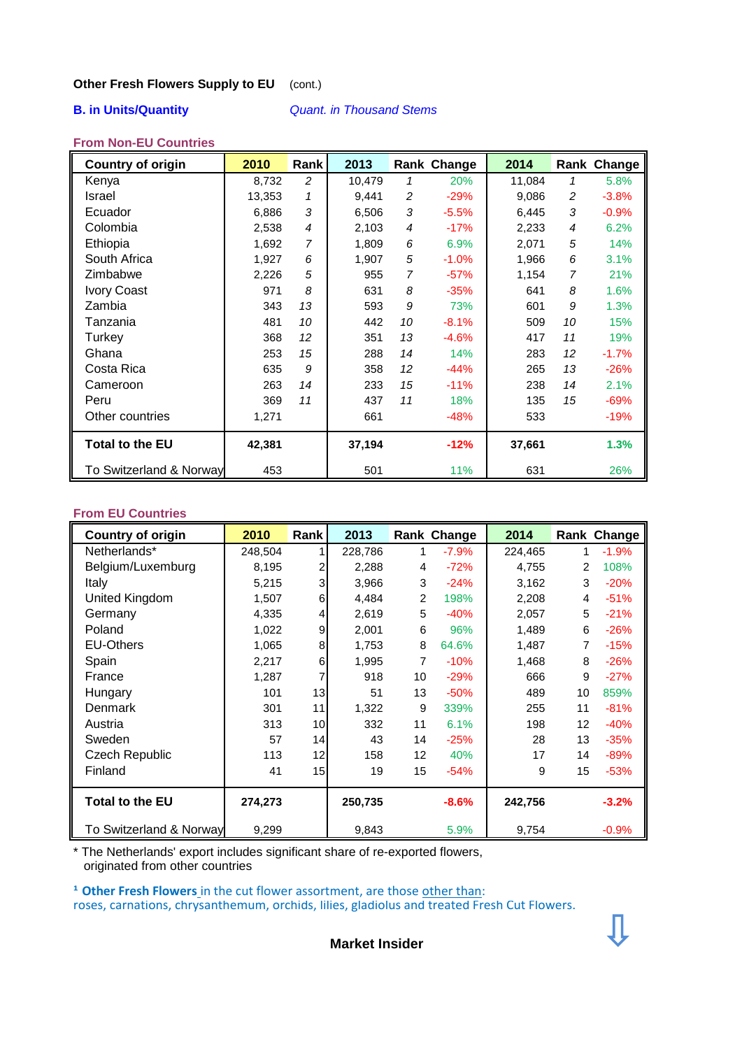**Other Fresh Flowers Supply to EU** (cont.)

**B. in Units/Quantity** *Quant. in Thousand Stems*

### From Non-EU Countries

| Country of origin | 2010 | Rank | 2013 | Rank | Change | 2014 | Rank | Change |
|---|---|---|---|---|---|---|---|---|
| Kenya | 8,732 | 2 | 10,479 | 1 | 20% | 11,084 | 1 | 5.8% |
| Israel | 13,353 | 1 | 9,441 | 2 | -29% | 9,086 | 2 | -3.8% |
| Ecuador | 6,886 | 3 | 6,506 | 3 | -5.5% | 6,445 | 3 | -0.9% |
| Colombia | 2,538 | 4 | 2,103 | 4 | -17% | 2,233 | 4 | 6.2% |
| Ethiopia | 1,692 | 7 | 1,809 | 6 | 6.9% | 2,071 | 5 | 14% |
| South Africa | 1,927 | 6 | 1,907 | 5 | -1.0% | 1,966 | 6 | 3.1% |
| Zimbabwe | 2,226 | 5 | 955 | 7 | -57% | 1,154 | 7 | 21% |
| Ivory Coast | 971 | 8 | 631 | 8 | -35% | 641 | 8 | 1.6% |
| Zambia | 343 | 13 | 593 | 9 | 73% | 601 | 9 | 1.3% |
| Tanzania | 481 | 10 | 442 | 10 | -8.1% | 509 | 10 | 15% |
| Turkey | 368 | 12 | 351 | 13 | -4.6% | 417 | 11 | 19% |
| Ghana | 253 | 15 | 288 | 14 | 14% | 283 | 12 | -1.7% |
| Costa Rica | 635 | 9 | 358 | 12 | -44% | 265 | 13 | -26% |
| Cameroon | 263 | 14 | 233 | 15 | -11% | 238 | 14 | 2.1% |
| Peru | 369 | 11 | 437 | 11 | 18% | 135 | 15 | -69% |
| Other countries | 1,271 | | 661 | | -48% | 533 | | -19% |
| **Total to the EU** | **42,381** | | **37,194** | | **-12%** | **37,661** | | **1.3%** |
| To Switzerland & Norway | 453 | | 501 | | 11% | 631 | | 26% |

### From EU Countries

| Country of origin | 2010 | Rank | 2013 | Rank | Change | 2014 | Rank | Change |
|---|---|---|---|---|---|---|---|---|
| Netherlands* | 248,504 | 1 | 228,786 | 1 | -7.9% | 224,465 | 1 | -1.9% |
| Belgium/Luxemburg | 8,195 | 2 | 2,288 | 4 | -72% | 4,755 | 2 | 108% |
| Italy | 5,215 | 3 | 3,966 | 3 | -24% | 3,162 | 3 | -20% |
| United Kingdom | 1,507 | 6 | 4,484 | 2 | 198% | 2,208 | 4 | -51% |
| Germany | 4,335 | 4 | 2,619 | 5 | -40% | 2,057 | 5 | -21% |
| Poland | 1,022 | 9 | 2,001 | 6 | 96% | 1,489 | 6 | -26% |
| EU-Others | 1,065 | 8 | 1,753 | 8 | 64.6% | 1,487 | 7 | -15% |
| Spain | 2,217 | 6 | 1,995 | 7 | -10% | 1,468 | 8 | -26% |
| France | 1,287 | 7 | 918 | 10 | -29% | 666 | 9 | -27% |
| Hungary | 101 | 13 | 51 | 13 | -50% | 489 | 10 | 859% |
| Denmark | 301 | 11 | 1,322 | 9 | 339% | 255 | 11 | -81% |
| Austria | 313 | 10 | 332 | 11 | 6.1% | 198 | 12 | -40% |
| Sweden | 57 | 14 | 43 | 14 | -25% | 28 | 13 | -35% |
| Czech Republic | 113 | 12 | 158 | 12 | 40% | 17 | 14 | -89% |
| Finland | 41 | 15 | 19 | 15 | -54% | 9 | 15 | -53% |
| **Total to the EU** | **274,273** | | **250,735** | | **-8.6%** | **242,756** | | **-3.2%** |
| To Switzerland & Norway | 9,299 | | 9,843 | | 5.9% | 9,754 | | -0.9% |

\* The Netherlands' export includes significant share of re-exported flowers, originated from other countries

[1] **Other Fresh Flowers** in the cut flower assortment, are those other than: roses, carnations, chrysanthemum, orchids, lilies, gladiolus and treated Fresh Cut Flowers.

**Market Insider**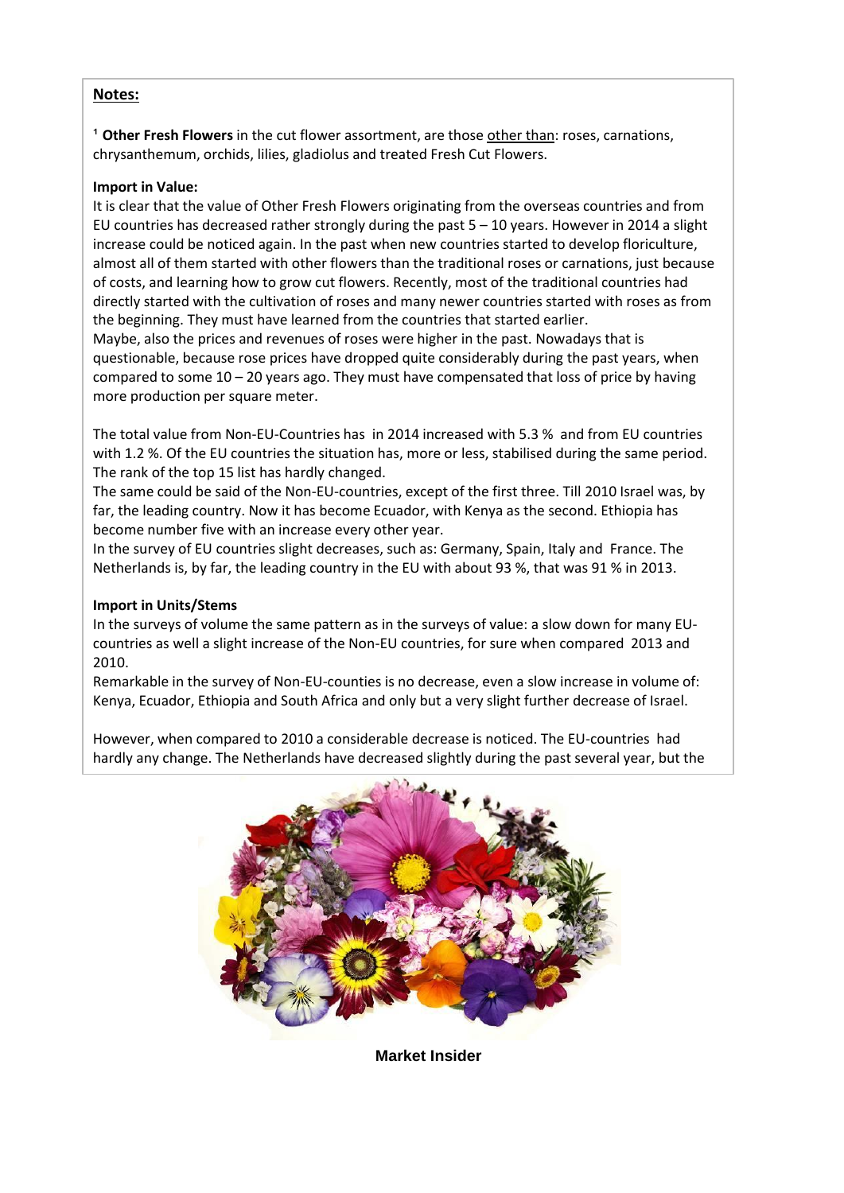**Notes:**

[1] **Other Fresh Flowers** in the cut flower assortment, are those other than: roses, carnations, chrysanthemum, orchids, lilies, gladiolus and treated Fresh Cut Flowers.

**Import in Value:**

It is clear that the value of Other Fresh Flowers originating from the overseas countries and from EU countries has decreased rather strongly during the past 5 – 10 years. However in 2014 a slight increase could be noticed again. In the past when new countries started to develop floriculture, almost all of them started with other flowers than the traditional roses or carnations, just because of costs, and learning how to grow cut flowers. Recently, most of the traditional countries had directly started with the cultivation of roses and many newer countries started with roses as from the beginning. They must have learned from the countries that started earlier.
Maybe, also the prices and revenues of roses were higher in the past. Nowadays that is questionable, because rose prices have dropped quite considerably during the past years, when compared to some 10 – 20 years ago. They must have compensated that loss of price by having more production per square meter.

The total value from Non-EU-Countries has in 2014 increased with 5.3 % and from EU countries with 1.2 %. Of the EU countries the situation has, more or less, stabilised during the same period. The rank of the top 15 list has hardly changed.
The same could be said of the Non-EU-countries, except of the first three. Till 2010 Israel was, by far, the leading country. Now it has become Ecuador, with Kenya as the second. Ethiopia has become number five with an increase every other year.
In the survey of EU countries slight decreases, such as: Germany, Spain, Italy and France. The Netherlands is, by far, the leading country in the EU with about 93 %, that was 91 % in 2013.

**Import in Units/Stems**

In the surveys of volume the same pattern as in the surveys of value: a slow down for many EU-countries as well a slight increase of the Non-EU countries, for sure when compared 2013 and 2010.
Remarkable in the survey of Non-EU-counties is no decrease, even a slow increase in volume of: Kenya, Ecuador, Ethiopia and South Africa and only but a very slight further decrease of Israel.

However, when compared to 2010 a considerable decrease is noticed. The EU-countries had hardly any change. The Netherlands have decreased slightly during the past several year, but the

**Market Insider**